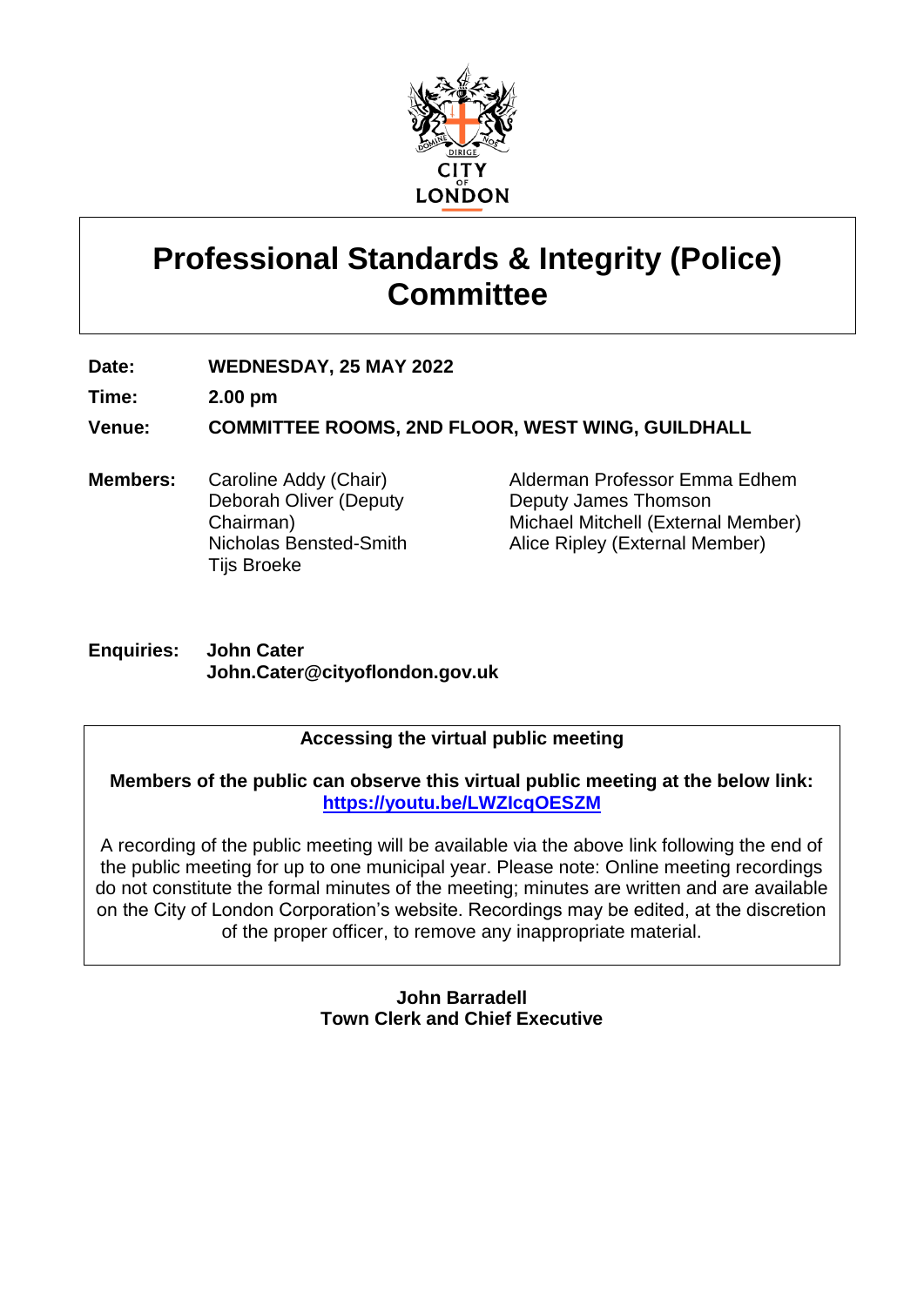CITY OF LONDON

# Professional Standards & Integrity (Police) Committee

**Date:** **WEDNESDAY, 25 MAY 2022**

**Time:** **2.00 pm**

**Venue:** **COMMITTEE ROOMS, 2ND FLOOR, WEST WING, GUILDHALL**

**Members:**
Caroline Addy (Chair)
Deborah Oliver (Deputy Chairman)
Nicholas Bensted-Smith
Tijs Broeke
Alderman Professor Emma Edhem
Deputy James Thomson
Michael Mitchell (External Member)
Alice Ripley (External Member)

**Enquiries:** **John Cater**
**John.Cater@cityoflondon.gov.uk**

---

**Accessing the virtual public meeting**

**Members of the public can observe this virtual public meeting at the below link:**
**https://youtu.be/LWZIcqOESZM**

A recording of the public meeting will be available via the above link following the end of the public meeting for up to one municipal year. Please note: Online meeting recordings do not constitute the formal minutes of the meeting; minutes are written and are available on the City of London Corporation's website. Recordings may be edited, at the discretion of the proper officer, to remove any inappropriate material.

---

**John Barradell**
**Town Clerk and Chief Executive**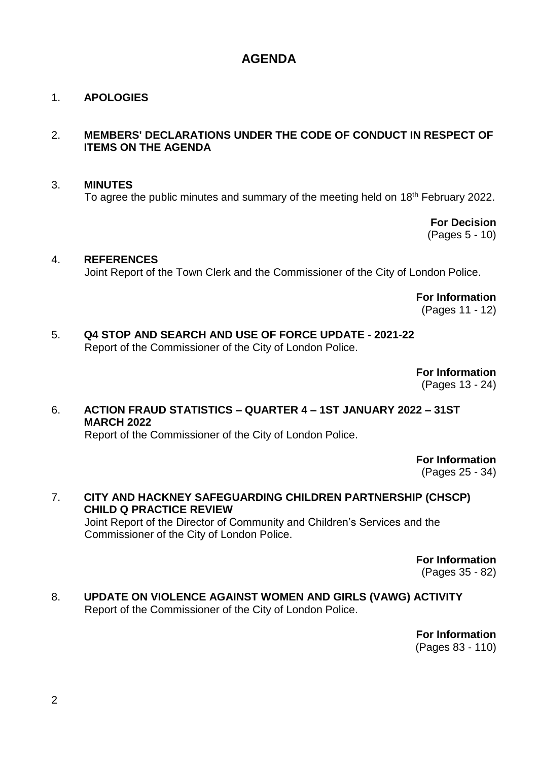# AGENDA

1. **APOLOGIES**

2. **MEMBERS' DECLARATIONS UNDER THE CODE OF CONDUCT IN RESPECT OF ITEMS ON THE AGENDA**

3. **MINUTES**
   To agree the public minutes and summary of the meeting held on 18th February 2022.

   **For Decision**
   (Pages 5 - 10)

4. **REFERENCES**
   Joint Report of the Town Clerk and the Commissioner of the City of London Police.

   **For Information**
   (Pages 11 - 12)

5. **Q4 STOP AND SEARCH AND USE OF FORCE UPDATE - 2021-22**
   Report of the Commissioner of the City of London Police.

   **For Information**
   (Pages 13 - 24)

6. **ACTION FRAUD STATISTICS – QUARTER 4 – 1ST JANUARY 2022 – 31ST MARCH 2022**
   Report of the Commissioner of the City of London Police.

   **For Information**
   (Pages 25 - 34)

7. **CITY AND HACKNEY SAFEGUARDING CHILDREN PARTNERSHIP (CHSCP) CHILD Q PRACTICE REVIEW**
   Joint Report of the Director of Community and Children's Services and the Commissioner of the City of London Police.

   **For Information**
   (Pages 35 - 82)

8. **UPDATE ON VIOLENCE AGAINST WOMEN AND GIRLS (VAWG) ACTIVITY**
   Report of the Commissioner of the City of London Police.

   **For Information**
   (Pages 83 - 110)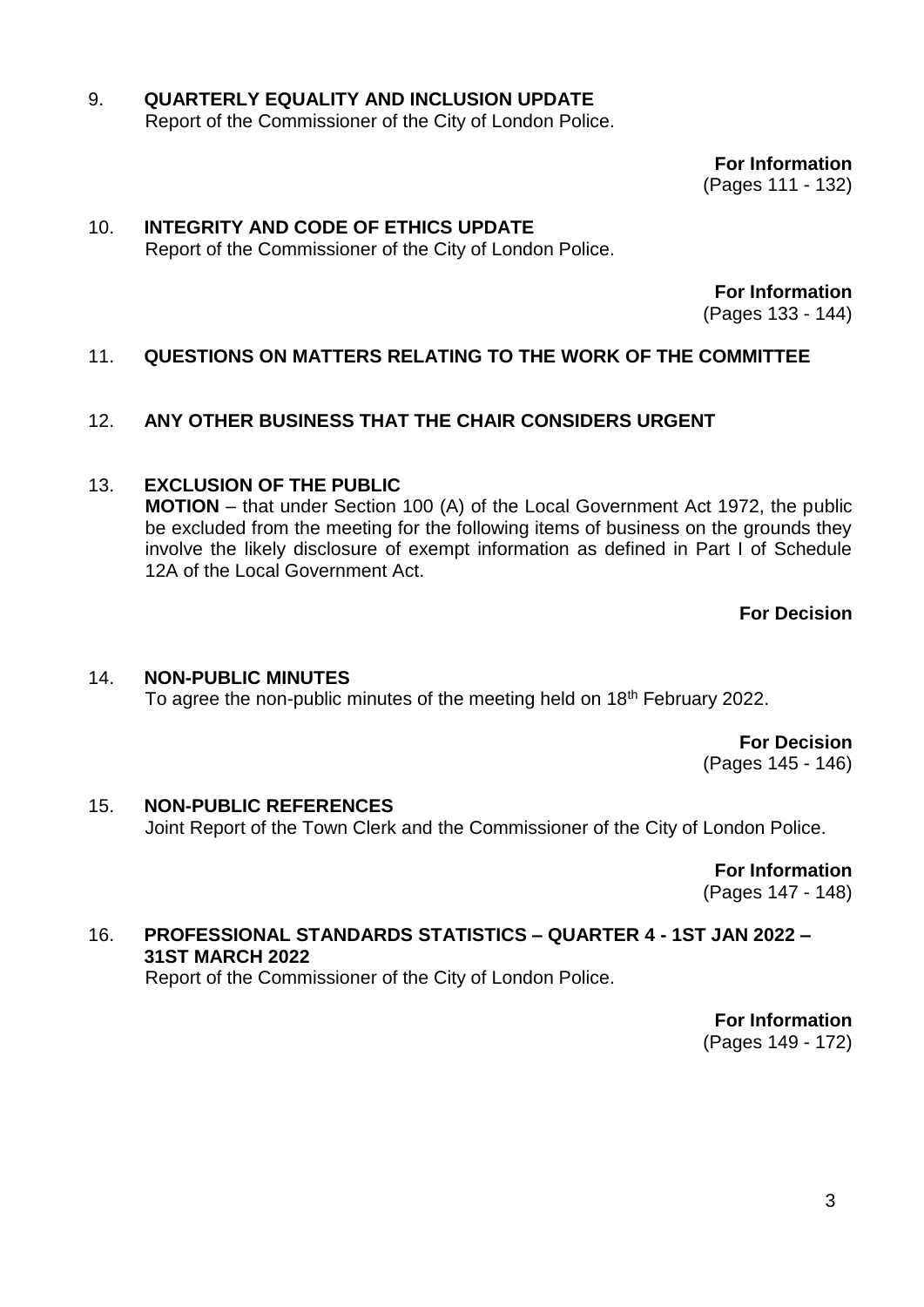9. **QUARTERLY EQUALITY AND INCLUSION UPDATE**
   Report of the Commissioner of the City of London Police.

   **For Information**
   (Pages 111 - 132)

10. **INTEGRITY AND CODE OF ETHICS UPDATE**
    Report of the Commissioner of the City of London Police.

    **For Information**
    (Pages 133 - 144)

11. **QUESTIONS ON MATTERS RELATING TO THE WORK OF THE COMMITTEE**

12. **ANY OTHER BUSINESS THAT THE CHAIR CONSIDERS URGENT**

13. **EXCLUSION OF THE PUBLIC**
    **MOTION** – that under Section 100 (A) of the Local Government Act 1972, the public be excluded from the meeting for the following items of business on the grounds they involve the likely disclosure of exempt information as defined in Part I of Schedule 12A of the Local Government Act.

    **For Decision**

14. **NON-PUBLIC MINUTES**
    To agree the non-public minutes of the meeting held on 18th February 2022.

    **For Decision**
    (Pages 145 - 146)

15. **NON-PUBLIC REFERENCES**
    Joint Report of the Town Clerk and the Commissioner of the City of London Police.

    **For Information**
    (Pages 147 - 148)

16. **PROFESSIONAL STANDARDS STATISTICS – QUARTER 4 - 1ST JAN 2022 – 31ST MARCH 2022**
    Report of the Commissioner of the City of London Police.

    **For Information**
    (Pages 149 - 172)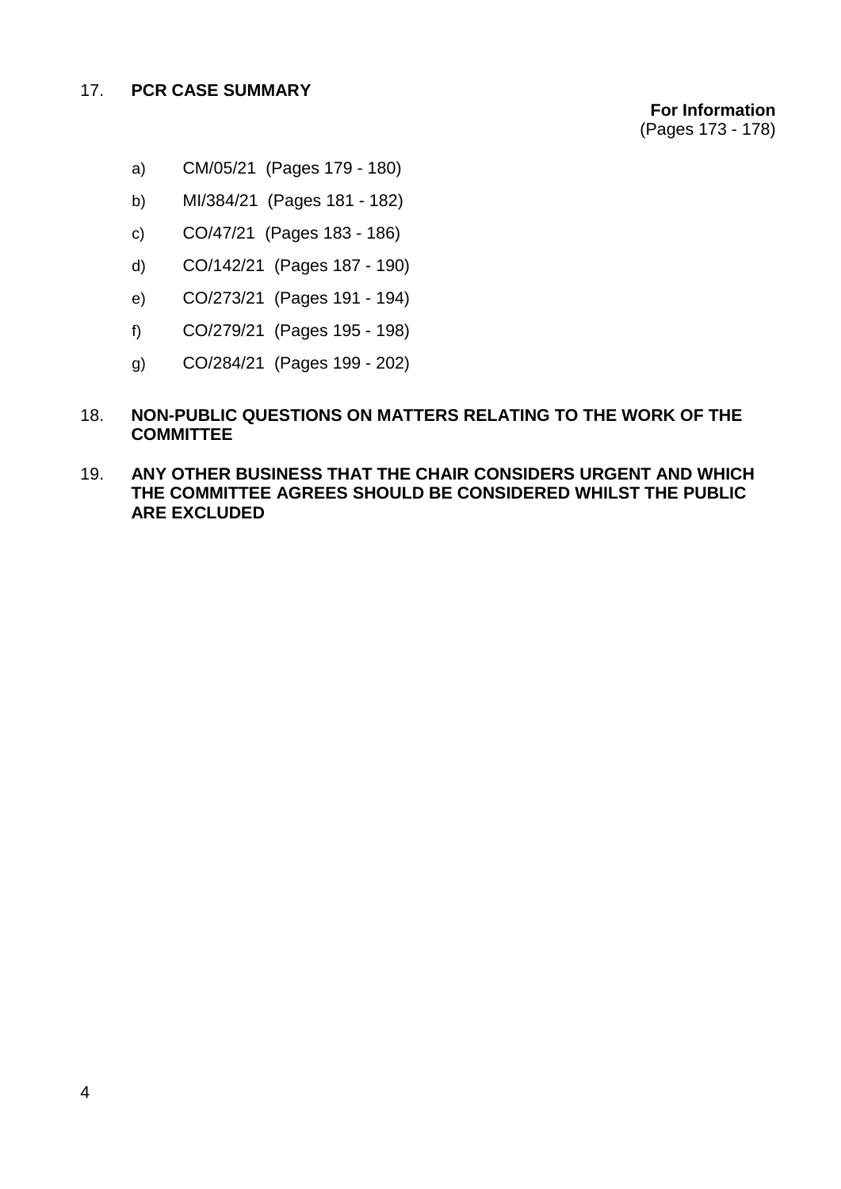17. **PCR CASE SUMMARY**

**For Information**
(Pages 173 - 178)

a) CM/05/21 (Pages 179 - 180)

b) MI/384/21 (Pages 181 - 182)

c) CO/47/21 (Pages 183 - 186)

d) CO/142/21 (Pages 187 - 190)

e) CO/273/21 (Pages 191 - 194)

f) CO/279/21 (Pages 195 - 198)

g) CO/284/21 (Pages 199 - 202)

18. **NON-PUBLIC QUESTIONS ON MATTERS RELATING TO THE WORK OF THE COMMITTEE**

19. **ANY OTHER BUSINESS THAT THE CHAIR CONSIDERS URGENT AND WHICH THE COMMITTEE AGREES SHOULD BE CONSIDERED WHILST THE PUBLIC ARE EXCLUDED**